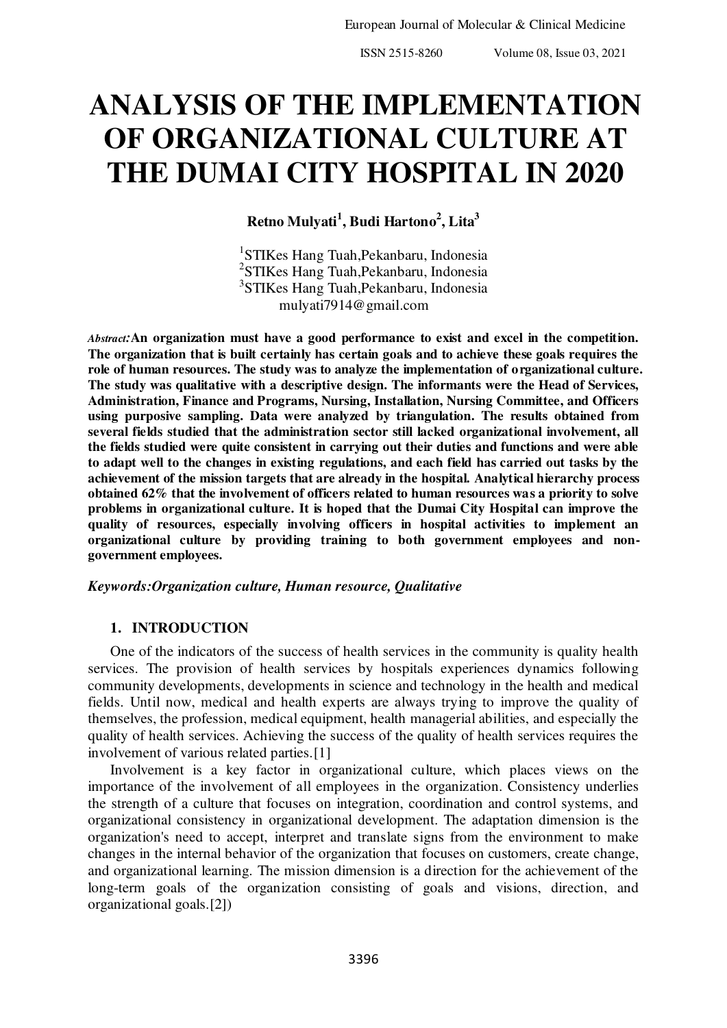# ANALYSIS OF THE IMPLEMENTATION OF ORGANIZATIONAL CULTURE AT THE DUMAI CITY HOSPITAL IN 2020

**Retno Mulyati[1], Budi Hartono[2], Lita[3]**

[1]STIKes Hang Tuah,Pekanbaru, Indonesia
[2]STIKes Hang Tuah,Pekanbaru, Indonesia
[3]STIKes Hang Tuah,Pekanbaru, Indonesia
mulyati7914@gmail.com

*Abstract*:**An organization must have a good performance to exist and excel in the competition. The organization that is built certainly has certain goals and to achieve these goals requires the role of human resources. The study was to analyze the implementation of organizational culture. The study was qualitative with a descriptive design. The informants were the Head of Services, Administration, Finance and Programs, Nursing, Installation, Nursing Committee, and Officers using purposive sampling. Data were analyzed by triangulation. The results obtained from several fields studied that the administration sector still lacked organizational involvement, all the fields studied were quite consistent in carrying out their duties and functions and were able to adapt well to the changes in existing regulations, and each field has carried out tasks by the achievement of the mission targets that are already in the hospital. Analytical hierarchy process obtained 62% that the involvement of officers related to human resources was a priority to solve problems in organizational culture. It is hoped that the Dumai City Hospital can improve the quality of resources, especially involving officers in hospital activities to implement an organizational culture by providing training to both government employees and non-government employees.**

***Keywords:Organization culture, Human resource, Qualitative***

## 1. INTRODUCTION

One of the indicators of the success of health services in the community is quality health services. The provision of health services by hospitals experiences dynamics following community developments, developments in science and technology in the health and medical fields. Until now, medical and health experts are always trying to improve the quality of themselves, the profession, medical equipment, health managerial abilities, and especially the quality of health services. Achieving the success of the quality of health services requires the involvement of various related parties.[1]

Involvement is a key factor in organizational culture, which places views on the importance of the involvement of all employees in the organization. Consistency underlies the strength of a culture that focuses on integration, coordination and control systems, and organizational consistency in organizational development. The adaptation dimension is the organization's need to accept, interpret and translate signs from the environment to make changes in the internal behavior of the organization that focuses on customers, create change, and organizational learning. The mission dimension is a direction for the achievement of the long-term goals of the organization consisting of goals and visions, direction, and organizational goals.[2])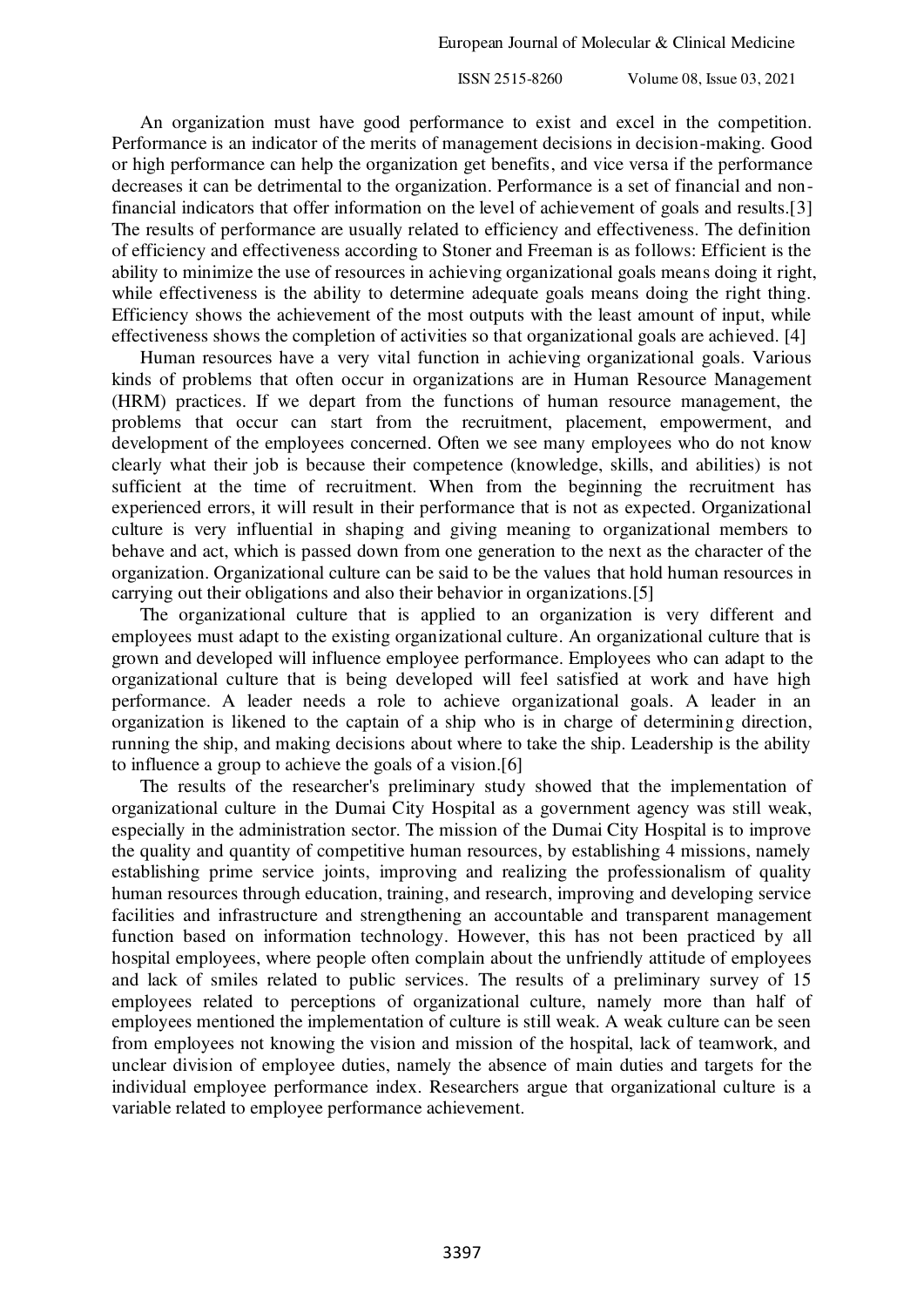An organization must have good performance to exist and excel in the competition. Performance is an indicator of the merits of management decisions in decision-making. Good or high performance can help the organization get benefits, and vice versa if the performance decreases it can be detrimental to the organization. Performance is a set of financial and non-financial indicators that offer information on the level of achievement of goals and results.[3] The results of performance are usually related to efficiency and effectiveness. The definition of efficiency and effectiveness according to Stoner and Freeman is as follows: Efficient is the ability to minimize the use of resources in achieving organizational goals means doing it right, while effectiveness is the ability to determine adequate goals means doing the right thing. Efficiency shows the achievement of the most outputs with the least amount of input, while effectiveness shows the completion of activities so that organizational goals are achieved. [4]

Human resources have a very vital function in achieving organizational goals. Various kinds of problems that often occur in organizations are in Human Resource Management (HRM) practices. If we depart from the functions of human resource management, the problems that occur can start from the recruitment, placement, empowerment, and development of the employees concerned. Often we see many employees who do not know clearly what their job is because their competence (knowledge, skills, and abilities) is not sufficient at the time of recruitment. When from the beginning the recruitment has experienced errors, it will result in their performance that is not as expected. Organizational culture is very influential in shaping and giving meaning to organizational members to behave and act, which is passed down from one generation to the next as the character of the organization. Organizational culture can be said to be the values that hold human resources in carrying out their obligations and also their behavior in organizations.[5]

The organizational culture that is applied to an organization is very different and employees must adapt to the existing organizational culture. An organizational culture that is grown and developed will influence employee performance. Employees who can adapt to the organizational culture that is being developed will feel satisfied at work and have high performance. A leader needs a role to achieve organizational goals. A leader in an organization is likened to the captain of a ship who is in charge of determining direction, running the ship, and making decisions about where to take the ship. Leadership is the ability to influence a group to achieve the goals of a vision.[6]

The results of the researcher's preliminary study showed that the implementation of organizational culture in the Dumai City Hospital as a government agency was still weak, especially in the administration sector. The mission of the Dumai City Hospital is to improve the quality and quantity of competitive human resources, by establishing 4 missions, namely establishing prime service joints, improving and realizing the professionalism of quality human resources through education, training, and research, improving and developing service facilities and infrastructure and strengthening an accountable and transparent management function based on information technology. However, this has not been practiced by all hospital employees, where people often complain about the unfriendly attitude of employees and lack of smiles related to public services. The results of a preliminary survey of 15 employees related to perceptions of organizational culture, namely more than half of employees mentioned the implementation of culture is still weak. A weak culture can be seen from employees not knowing the vision and mission of the hospital, lack of teamwork, and unclear division of employee duties, namely the absence of main duties and targets for the individual employee performance index. Researchers argue that organizational culture is a variable related to employee performance achievement.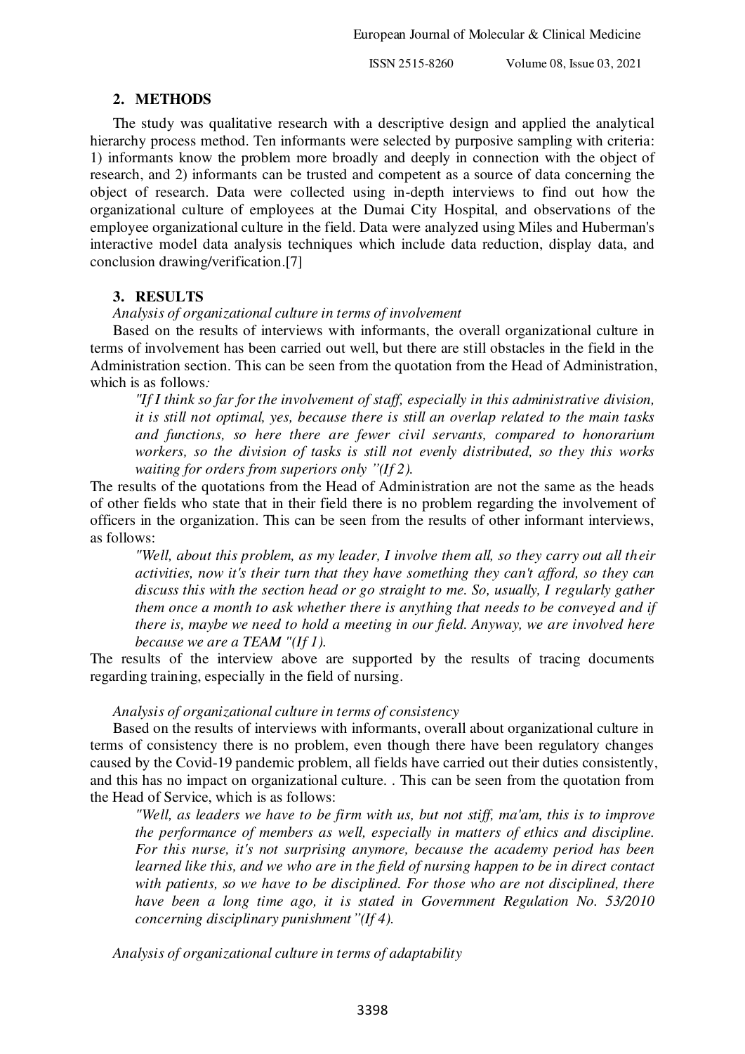## 2. METHODS

The study was qualitative research with a descriptive design and applied the analytical hierarchy process method. Ten informants were selected by purposive sampling with criteria: 1) informants know the problem more broadly and deeply in connection with the object of research, and 2) informants can be trusted and competent as a source of data concerning the object of research. Data were collected using in-depth interviews to find out how the organizational culture of employees at the Dumai City Hospital, and observations of the employee organizational culture in the field. Data were analyzed using Miles and Huberman's interactive model data analysis techniques which include data reduction, display data, and conclusion drawing/verification.[7]

## 3. RESULTS

*Analysis of organizational culture in terms of involvement*

Based on the results of interviews with informants, the overall organizational culture in terms of involvement has been carried out well, but there are still obstacles in the field in the Administration section. This can be seen from the quotation from the Head of Administration, which is as follows*:*

> *"If I think so far for the involvement of staff, especially in this administrative division, it is still not optimal, yes, because there is still an overlap related to the main tasks and functions, so here there are fewer civil servants, compared to honorarium workers, so the division of tasks is still not evenly distributed, so they this works waiting for orders from superiors only "(If 2).*

The results of the quotations from the Head of Administration are not the same as the heads of other fields who state that in their field there is no problem regarding the involvement of officers in the organization. This can be seen from the results of other informant interviews, as follows:

> *"Well, about this problem, as my leader, I involve them all, so they carry out all their activities, now it's their turn that they have something they can't afford, so they can discuss this with the section head or go straight to me. So, usually, I regularly gather them once a month to ask whether there is anything that needs to be conveyed and if there is, maybe we need to hold a meeting in our field. Anyway, we are involved here because we are a TEAM "(If 1).*

The results of the interview above are supported by the results of tracing documents regarding training, especially in the field of nursing.

*Analysis of organizational culture in terms of consistency*

Based on the results of interviews with informants, overall about organizational culture in terms of consistency there is no problem, even though there have been regulatory changes caused by the Covid-19 pandemic problem, all fields have carried out their duties consistently, and this has no impact on organizational culture. . This can be seen from the quotation from the Head of Service, which is as follows:

> *"Well, as leaders we have to be firm with us, but not stiff, ma'am, this is to improve the performance of members as well, especially in matters of ethics and discipline. For this nurse, it's not surprising anymore, because the academy period has been learned like this, and we who are in the field of nursing happen to be in direct contact with patients, so we have to be disciplined. For those who are not disciplined, there have been a long time ago, it is stated in Government Regulation No. 53/2010 concerning disciplinary punishment"(If 4).*

*Analysis of organizational culture in terms of adaptability*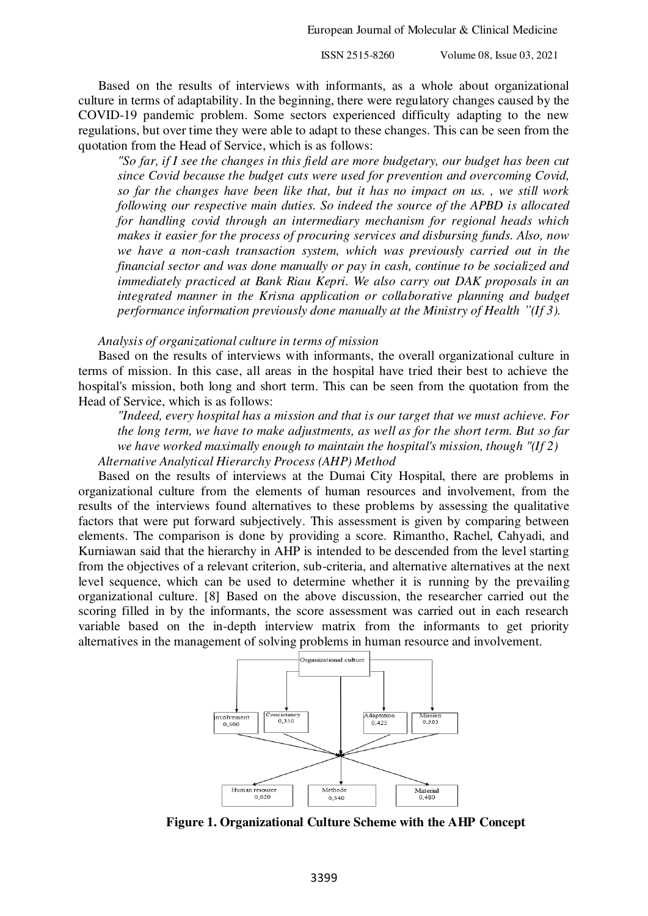Based on the results of interviews with informants, as a whole about organizational culture in terms of adaptability. In the beginning, there were regulatory changes caused by the COVID-19 pandemic problem. Some sectors experienced difficulty adapting to the new regulations, but over time they were able to adapt to these changes. This can be seen from the quotation from the Head of Service, which is as follows:

> *"So far, if I see the changes in this field are more budgetary, our budget has been cut since Covid because the budget cuts were used for prevention and overcoming Covid, so far the changes have been like that, but it has no impact on us. , we still work following our respective main duties. So indeed the source of the APBD is allocated for handling covid through an intermediary mechanism for regional heads which makes it easier for the process of procuring services and disbursing funds. Also, now we have a non-cash transaction system, which was previously carried out in the financial sector and was done manually or pay in cash, continue to be socialized and immediately practiced at Bank Riau Kepri. We also carry out DAK proposals in an integrated manner in the Krisna application or collaborative planning and budget performance information previously done manually at the Ministry of Health "(If 3).*

*Analysis of organizational culture in terms of mission*

Based on the results of interviews with informants, the overall organizational culture in terms of mission. In this case, all areas in the hospital have tried their best to achieve the hospital's mission, both long and short term. This can be seen from the quotation from the Head of Service, which is as follows:

> *"Indeed, every hospital has a mission and that is our target that we must achieve. For the long term, we have to make adjustments, as well as for the short term. But so far we have worked maximally enough to maintain the hospital's mission, though "(If 2)*

*Alternative Analytical Hierarchy Process (AHP) Method*

Based on the results of interviews at the Dumai City Hospital, there are problems in organizational culture from the elements of human resources and involvement, from the results of the interviews found alternatives to these problems by assessing the qualitative factors that were put forward subjectively. This assessment is given by comparing between elements. The comparison is done by providing a score. Rimantho, Rachel, Cahyadi, and Kurniawan said that the hierarchy in AHP is intended to be descended from the level starting from the objectives of a relevant criterion, sub-criteria, and alternative alternatives at the next level sequence, which can be used to determine whether it is running by the prevailing organizational culture. [8] Based on the above discussion, the researcher carried out the scoring filled in by the informants, the score assessment was carried out in each research variable based on the in-depth interview matrix from the informants to get priority alternatives in the management of solving problems in human resource and involvement.

Organizational culture

- involvement 0,500
- Concistancy 0,350
- Adaptation 0,425
- Mission 0,365

- Human resource 0,620
- Methode 0,540
- Material 0,480

**Figure 1. Organizational Culture Scheme with the AHP Concept**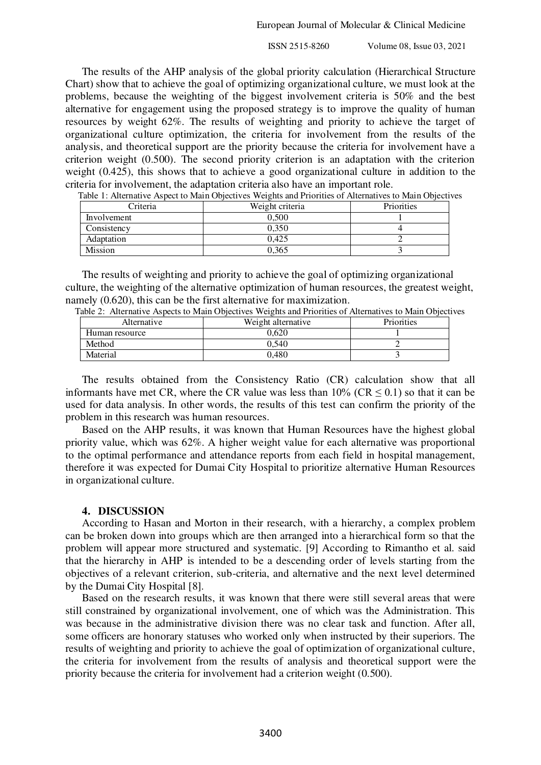The results of the AHP analysis of the global priority calculation (Hierarchical Structure Chart) show that to achieve the goal of optimizing organizational culture, we must look at the problems, because the weighting of the biggest involvement criteria is 50% and the best alternative for engagement using the proposed strategy is to improve the quality of human resources by weight 62%. The results of weighting and priority to achieve the target of organizational culture optimization, the criteria for involvement from the results of the analysis, and theoretical support are the priority because the criteria for involvement have a criterion weight (0.500). The second priority criterion is an adaptation with the criterion weight (0.425), this shows that to achieve a good organizational culture in addition to the criteria for involvement, the adaptation criteria also have an important role.

Table 1: Alternative Aspect to Main Objectives Weights and Priorities of Alternatives to Main Objectives

| Criteria | Weight criteria | Priorities |
| --- | --- | --- |
| Involvement | 0,500 | 1 |
| Consistency | 0,350 | 4 |
| Adaptation | 0,425 | 2 |
| Mission | 0,365 | 3 |

The results of weighting and priority to achieve the goal of optimizing organizational culture, the weighting of the alternative optimization of human resources, the greatest weight, namely (0.620), this can be the first alternative for maximization.

Table 2: Alternative Aspects to Main Objectives Weights and Priorities of Alternatives to Main Objectives

| Alternative | Weight alternative | Priorities |
| --- | --- | --- |
| Human resource | 0,620 | 1 |
| Method | 0,540 | 2 |
| Material | 0,480 | 3 |

The results obtained from the Consistency Ratio (CR) calculation show that all informants have met CR, where the CR value was less than 10% ($CR \leq 0.1$) so that it can be used for data analysis. In other words, the results of this test can confirm the priority of the problem in this research was human resources.

Based on the AHP results, it was known that Human Resources have the highest global priority value, which was 62%. A higher weight value for each alternative was proportional to the optimal performance and attendance reports from each field in hospital management, therefore it was expected for Dumai City Hospital to prioritize alternative Human Resources in organizational culture.

## 4. DISCUSSION

According to Hasan and Morton in their research, with a hierarchy, a complex problem can be broken down into groups which are then arranged into a hierarchical form so that the problem will appear more structured and systematic. [9] According to Rimantho et al. said that the hierarchy in AHP is intended to be a descending order of levels starting from the objectives of a relevant criterion, sub-criteria, and alternative and the next level determined by the Dumai City Hospital [8].

Based on the research results, it was known that there were still several areas that were still constrained by organizational involvement, one of which was the Administration. This was because in the administrative division there was no clear task and function. After all, some officers are honorary statuses who worked only when instructed by their superiors. The results of weighting and priority to achieve the goal of optimization of organizational culture, the criteria for involvement from the results of analysis and theoretical support were the priority because the criteria for involvement had a criterion weight (0.500).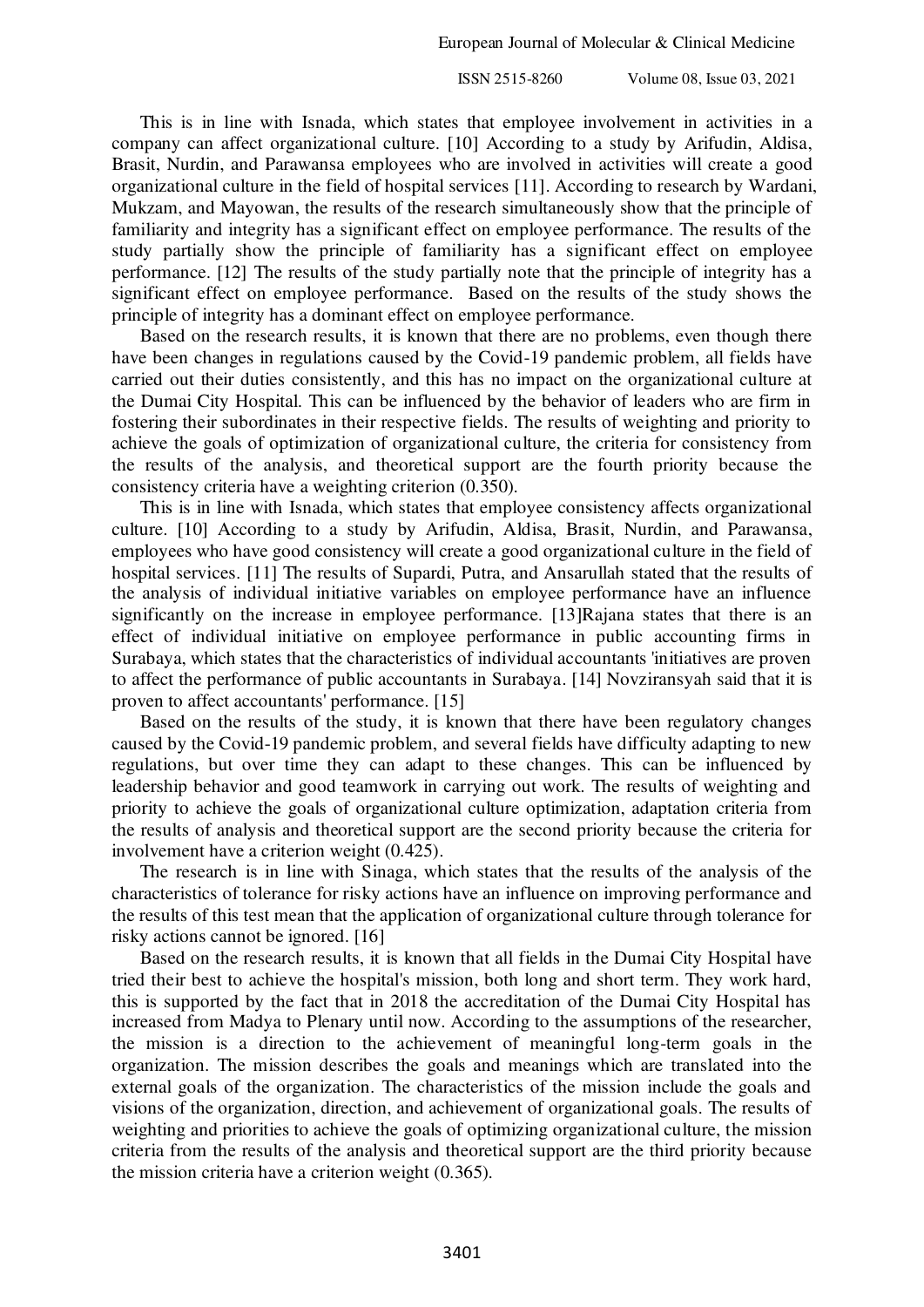This is in line with Isnada, which states that employee involvement in activities in a company can affect organizational culture. [10] According to a study by Arifudin, Aldisa, Brasit, Nurdin, and Parawansa employees who are involved in activities will create a good organizational culture in the field of hospital services [11]. According to research by Wardani, Mukzam, and Mayowan, the results of the research simultaneously show that the principle of familiarity and integrity has a significant effect on employee performance. The results of the study partially show the principle of familiarity has a significant effect on employee performance. [12] The results of the study partially note that the principle of integrity has a significant effect on employee performance. Based on the results of the study shows the principle of integrity has a dominant effect on employee performance.

Based on the research results, it is known that there are no problems, even though there have been changes in regulations caused by the Covid-19 pandemic problem, all fields have carried out their duties consistently, and this has no impact on the organizational culture at the Dumai City Hospital. This can be influenced by the behavior of leaders who are firm in fostering their subordinates in their respective fields. The results of weighting and priority to achieve the goals of optimization of organizational culture, the criteria for consistency from the results of the analysis, and theoretical support are the fourth priority because the consistency criteria have a weighting criterion (0.350).

This is in line with Isnada, which states that employee consistency affects organizational culture. [10] According to a study by Arifudin, Aldisa, Brasit, Nurdin, and Parawansa, employees who have good consistency will create a good organizational culture in the field of hospital services. [11] The results of Supardi, Putra, and Ansarullah stated that the results of the analysis of individual initiative variables on employee performance have an influence significantly on the increase in employee performance. [13]Rajana states that there is an effect of individual initiative on employee performance in public accounting firms in Surabaya, which states that the characteristics of individual accountants 'initiatives are proven to affect the performance of public accountants in Surabaya. [14] Novziransyah said that it is proven to affect accountants' performance. [15]

Based on the results of the study, it is known that there have been regulatory changes caused by the Covid-19 pandemic problem, and several fields have difficulty adapting to new regulations, but over time they can adapt to these changes. This can be influenced by leadership behavior and good teamwork in carrying out work. The results of weighting and priority to achieve the goals of organizational culture optimization, adaptation criteria from the results of analysis and theoretical support are the second priority because the criteria for involvement have a criterion weight (0.425).

The research is in line with Sinaga, which states that the results of the analysis of the characteristics of tolerance for risky actions have an influence on improving performance and the results of this test mean that the application of organizational culture through tolerance for risky actions cannot be ignored. [16]

Based on the research results, it is known that all fields in the Dumai City Hospital have tried their best to achieve the hospital's mission, both long and short term. They work hard, this is supported by the fact that in 2018 the accreditation of the Dumai City Hospital has increased from Madya to Plenary until now. According to the assumptions of the researcher, the mission is a direction to the achievement of meaningful long-term goals in the organization. The mission describes the goals and meanings which are translated into the external goals of the organization. The characteristics of the mission include the goals and visions of the organization, direction, and achievement of organizational goals. The results of weighting and priorities to achieve the goals of optimizing organizational culture, the mission criteria from the results of the analysis and theoretical support are the third priority because the mission criteria have a criterion weight (0.365).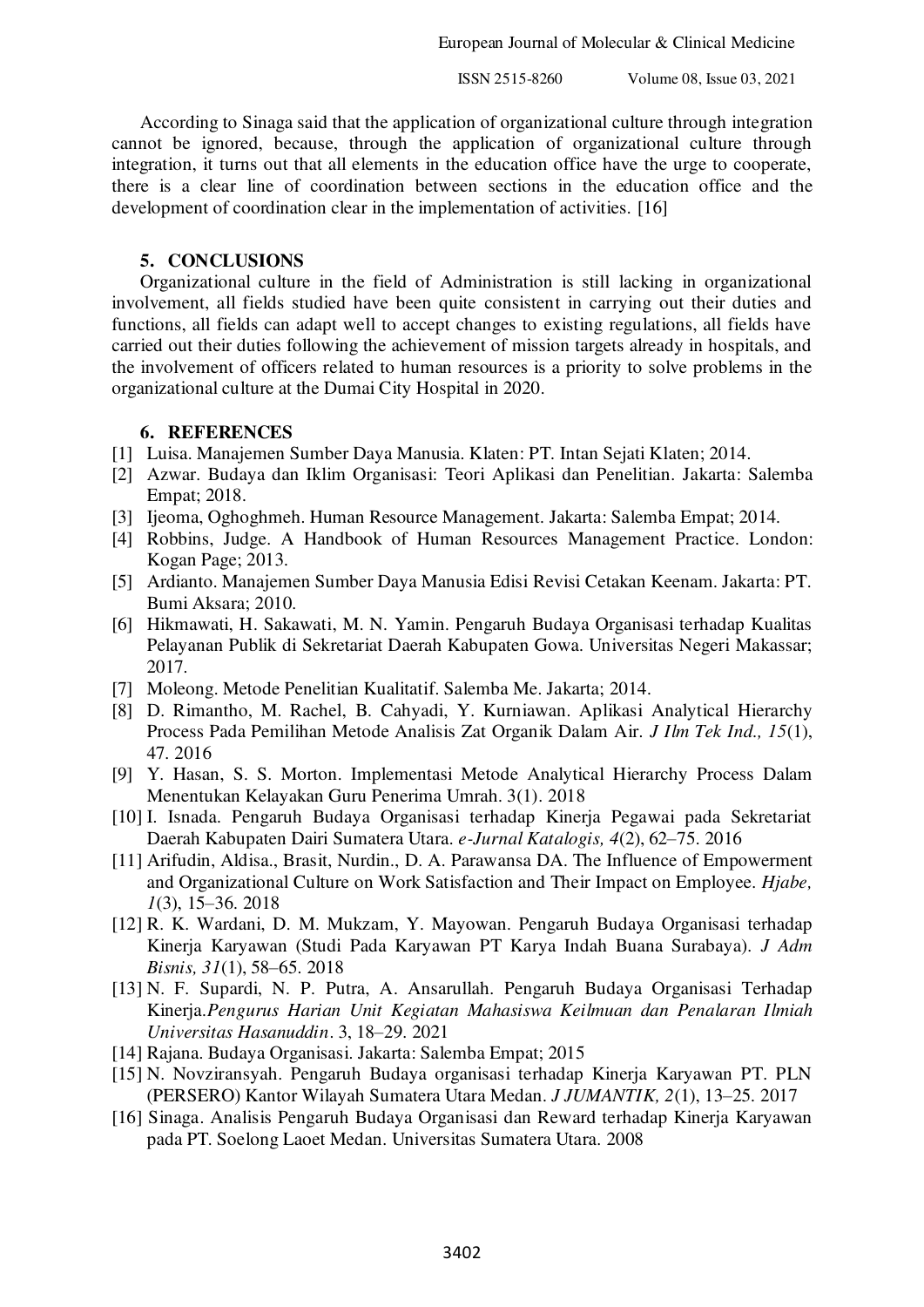According to Sinaga said that the application of organizational culture through integration cannot be ignored, because, through the application of organizational culture through integration, it turns out that all elements in the education office have the urge to cooperate, there is a clear line of coordination between sections in the education office and the development of coordination clear in the implementation of activities. [16]

## 5. CONCLUSIONS

Organizational culture in the field of Administration is still lacking in organizational involvement, all fields studied have been quite consistent in carrying out their duties and functions, all fields can adapt well to accept changes to existing regulations, all fields have carried out their duties following the achievement of mission targets already in hospitals, and the involvement of officers related to human resources is a priority to solve problems in the organizational culture at the Dumai City Hospital in 2020.

## 6. REFERENCES

[1] Luisa. Manajemen Sumber Daya Manusia. Klaten: PT. Intan Sejati Klaten; 2014.

[2] Azwar. Budaya dan Iklim Organisasi: Teori Aplikasi dan Penelitian. Jakarta: Salemba Empat; 2018.

[3] Ijeoma, Oghoghmeh. Human Resource Management. Jakarta: Salemba Empat; 2014.

[4] Robbins, Judge. A Handbook of Human Resources Management Practice. London: Kogan Page; 2013.

[5] Ardianto. Manajemen Sumber Daya Manusia Edisi Revisi Cetakan Keenam. Jakarta: PT. Bumi Aksara; 2010.

[6] Hikmawati, H. Sakawati, M. N. Yamin. Pengaruh Budaya Organisasi terhadap Kualitas Pelayanan Publik di Sekretariat Daerah Kabupaten Gowa. Universitas Negeri Makassar; 2017.

[7] Moleong. Metode Penelitian Kualitatif. Salemba Me. Jakarta; 2014.

[8] D. Rimantho, M. Rachel, B. Cahyadi, Y. Kurniawan. Aplikasi Analytical Hierarchy Process Pada Pemilihan Metode Analisis Zat Organik Dalam Air. *J Ilm Tek Ind., 15*(1), 47. 2016

[9] Y. Hasan, S. S. Morton. Implementasi Metode Analytical Hierarchy Process Dalam Menentukan Kelayakan Guru Penerima Umrah. 3(1). 2018

[10] I. Isnada. Pengaruh Budaya Organisasi terhadap Kinerja Pegawai pada Sekretariat Daerah Kabupaten Dairi Sumatera Utara. *e-Jurnal Katalogis, 4*(2), 62–75. 2016

[11] Arifudin, Aldisa., Brasit, Nurdin., D. A. Parawansa DA. The Influence of Empowerment and Organizational Culture on Work Satisfaction and Their Impact on Employee. *Hjabe, 1*(3), 15–36. 2018

[12] R. K. Wardani, D. M. Mukzam, Y. Mayowan. Pengaruh Budaya Organisasi terhadap Kinerja Karyawan (Studi Pada Karyawan PT Karya Indah Buana Surabaya). *J Adm Bisnis, 31*(1), 58–65. 2018

[13] N. F. Supardi, N. P. Putra, A. Ansarullah. Pengaruh Budaya Organisasi Terhadap Kinerja.*Pengurus Harian Unit Kegiatan Mahasiswa Keilmuan dan Penalaran Ilmiah Universitas Hasanuddin*. 3, 18–29. 2021

[14] Rajana. Budaya Organisasi. Jakarta: Salemba Empat; 2015

[15] N. Novziransyah. Pengaruh Budaya organisasi terhadap Kinerja Karyawan PT. PLN (PERSERO) Kantor Wilayah Sumatera Utara Medan. *J JUMANTIK, 2*(1), 13–25. 2017

[16] Sinaga. Analisis Pengaruh Budaya Organisasi dan Reward terhadap Kinerja Karyawan pada PT. Soelong Laoet Medan. Universitas Sumatera Utara. 2008